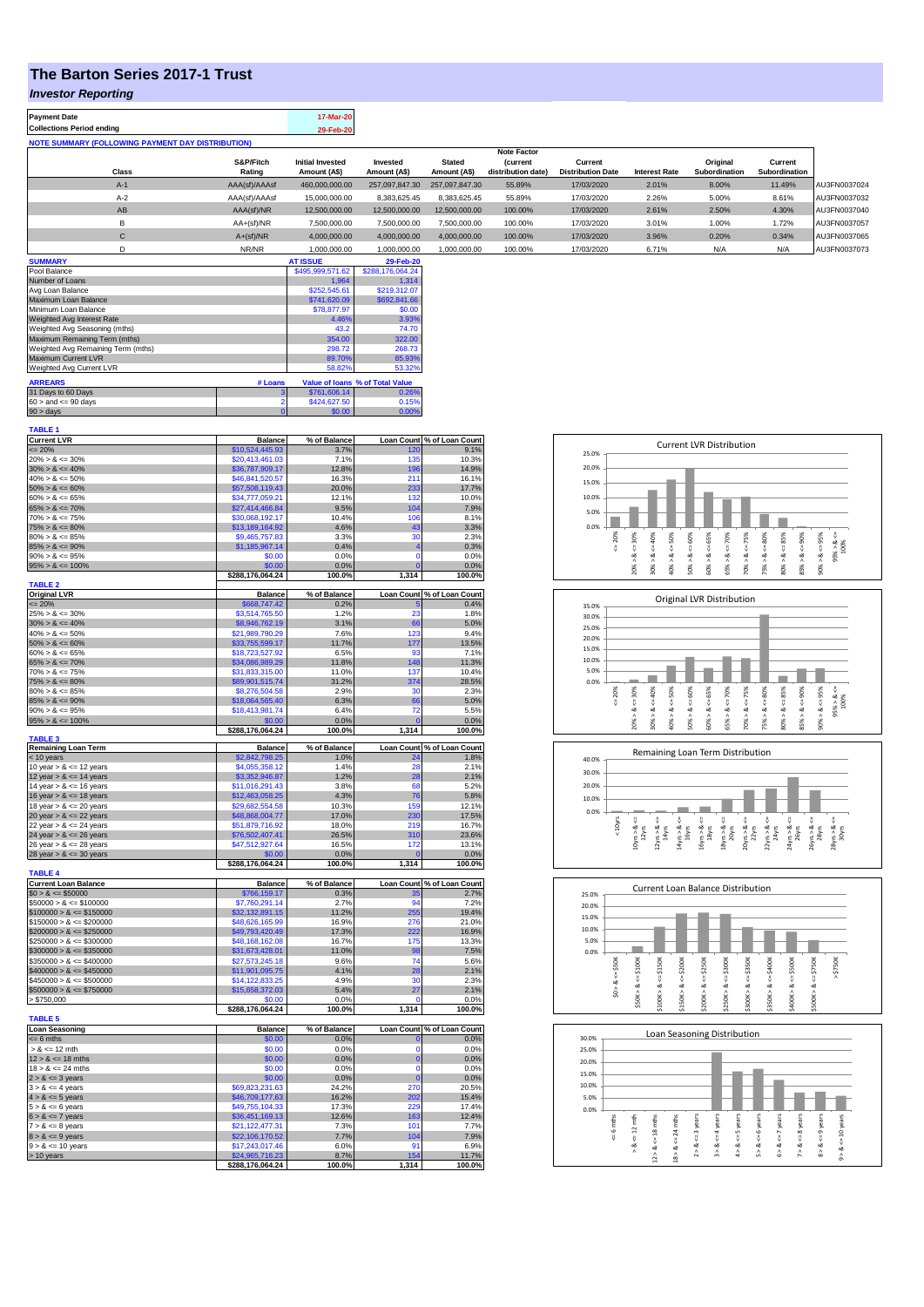# The Barton Series 2017-1 Trust

## *Investor Reporting*

| Payment Date | 17-Mar-20 |
|---|---|
| Collections Period ending | 29-Feb-20 |

**NOTE SUMMARY (FOLLOWING PAYMENT DAY DISTRIBUTION)**

| Class | S&P/Fitch Rating | Initial Invested Amount (A$) | Invested Amount (A$) | Stated Amount (A$) | Note Factor (current distribution date) | Current Distribution Date | Interest Rate | Original Subordination | Current Subordination | |
|---|---|---|---|---|---|---|---|---|---|---|
| A-1 | AAA(sf)/AAAsf | 460,000,000.00 | 257,097,847.30 | 257,097,847.30 | 55.89% | 17/03/2020 | 2.01% | 8.00% | 11.49% | AU3FN0037024 |
| A-2 | AAA(sf)/AAAsf | 15,000,000.00 | 8,383,625.45 | 8,383,625.45 | 55.89% | 17/03/2020 | 2.26% | 5.00% | 8.61% | AU3FN0037032 |
| AB | AAA(sf)/NR | 12,500,000.00 | 12,500,000.00 | 12,500,000.00 | 100.00% | 17/03/2020 | 2.61% | 2.50% | 4.30% | AU3FN0037040 |
| B | AA+(sf)/NR | 7,500,000.00 | 7,500,000.00 | 7,500,000.00 | 100.00% | 17/03/2020 | 3.01% | 1.00% | 1.72% | AU3FN0037057 |
| C | A+(sf)/NR | 4,000,000.00 | 4,000,000.00 | 4,000,000.00 | 100.00% | 17/03/2020 | 3.96% | 0.20% | 0.34% | AU3FN0037065 |
| D | NR/NR | 1,000,000.00 | 1,000,000.00 | 1,000,000.00 | 100.00% | 17/03/2020 | 6.71% | N/A | N/A | AU3FN0037073 |

| SUMMARY | AT ISSUE | 29-Feb-20 |
|---|---|---|
| Pool Balance | $495,999,571.62 | $288,176,064.24 |
| Number of Loans | 1,964 | 1,314 |
| Avg Loan Balance | $252,545.61 | $219,312.07 |
| Maximum Loan Balance | $741,620.09 | $692,841.66 |
| Minimum Loan Balance | $78,877.97 | $0.00 |
| Weighted Avg Interest Rate | 4.46% | 3.93% |
| Weighted Avg Seasoning (mths) | 43.2 | 74.70 |
| Maximum Remaining Term (mths) | 354.00 | 322.00 |
| Weighted Avg Remaining Term (mths) | 298.72 | 268.73 |
| Maximum Current LVR | 89.70% | 85.93% |
| Weighted Avg Current LVR | 58.82% | 53.32% |

| ARREARS | # Loans | Value of loans | % of Total Value |
|---|---|---|---|
| 31 Days to 60 Days | 3 | $761,606.14 | 0.26% |
| 60 > and <= 90 days | 2 | $424,627.50 | 0.15% |
| 90 > days | 0 | $0.00 | 0.00% |

**TABLE 1**

| Current LVR | Balance | % of Balance | Loan Count | % of Loan Count |
|---|---|---|---|---|
| <= 20% | $10,524,445.93 | 3.7% | 120 | 9.1% |
| 20% > & <= 30% | $20,413,461.03 | 7.1% | 135 | 10.3% |
| 30% > & <= 40% | $36,787,909.17 | 12.8% | 196 | 14.9% |
| 40% > & <= 50% | $46,841,520.57 | 16.3% | 211 | 16.1% |
| 50% > & <= 60% | $57,508,119.43 | 20.0% | 233 | 17.7% |
| 60% > & <= 65% | $34,777,059.21 | 12.1% | 132 | 10.0% |
| 65% > & <= 70% | $27,414,466.84 | 9.5% | 104 | 7.9% |
| 70% > & <= 75% | $30,068,192.17 | 10.4% | 106 | 8.1% |
| 75% > & <= 80% | $13,189,164.92 | 4.6% | 43 | 3.3% |
| 80% > & <= 85% | $9,465,757.83 | 3.3% | 30 | 2.3% |
| 85% > & <= 90% | $1,185,967.14 | 0.4% | 4 | 0.3% |
| 90% > & <= 95% | $0.00 | 0.0% | 0 | 0.0% |
| 95% > & <= 100% | $0.00 | 0.0% | 0 | 0.0% |
| | $288,176,064.24 | 100.0% | 1,314 | 100.0% |

**TABLE 2**

| Original LVR | Balance | % of Balance | Loan Count | % of Loan Count |
|---|---|---|---|---|
| <= 20% | $668,747.42 | 0.2% | 5 | 0.4% |
| 25% > & <= 30% | $3,514,765.50 | 1.2% | 23 | 1.8% |
| 30% > & <= 40% | $8,946,762.19 | 3.1% | 66 | 5.0% |
| 40% > & <= 50% | $21,989,790.29 | 7.6% | 123 | 9.4% |
| 50% > & <= 60% | $33,755,599.17 | 11.7% | 177 | 13.5% |
| 60% > & <= 65% | $18,723,527.92 | 6.5% | 93 | 7.1% |
| 65% > & <= 70% | $34,086,989.29 | 11.8% | 148 | 11.3% |
| 70% > & <= 75% | $31,833,315.00 | 11.0% | 137 | 10.4% |
| 75% > & <= 80% | $89,901,515.74 | 31.2% | 374 | 28.5% |
| 80% > & <= 85% | $8,276,504.58 | 2.9% | 30 | 2.3% |
| 85% > & <= 90% | $18,064,565.40 | 6.3% | 66 | 5.0% |
| 90% > & <= 95% | $18,413,981.74 | 6.4% | 72 | 5.5% |
| 95% > & <= 100% | $0.00 | 0.0% | 0 | 0.0% |
| | $288,176,064.24 | 100.0% | 1,314 | 100.0% |

**TABLE 3**

| Remaining Loan Term | Balance | % of Balance | Loan Count | % of Loan Count |
|---|---|---|---|---|
| < 10 years | $2,842,798.25 | 1.0% | 24 | 1.8% |
| 10 year > & <= 12 years | $4,055,358.12 | 1.4% | 28 | 2.1% |
| 12 year > & <= 14 years | $3,352,946.87 | 1.2% | 28 | 2.1% |
| 14 year > & <= 16 years | $11,016,291.43 | 3.8% | 68 | 5.2% |
| 16 year > & <= 18 years | $12,463,058.25 | 4.3% | 76 | 5.8% |
| 18 year > & <= 20 years | $29,682,554.58 | 10.3% | 159 | 12.1% |
| 20 year > & <= 22 years | $48,868,004.77 | 17.0% | 230 | 17.5% |
| 22 year > & <= 24 years | $51,879,716.92 | 18.0% | 219 | 16.7% |
| 24 year > & <= 26 years | $76,502,407.41 | 26.5% | 310 | 23.6% |
| 26 year > & <= 28 years | $47,512,927.64 | 16.5% | 172 | 13.1% |
| 28 year > & <= 30 years | $0.00 | 0.0% | 0 | 0.0% |
| | $288,176,064.24 | 100.0% | 1,314 | 100.0% |

**TABLE 4**

| Current Loan Balance | Balance | % of Balance | Loan Count | % of Loan Count |
|---|---|---|---|---|
| $0 > & <= $50000 | $766,159.17 | 0.3% | 35 | 2.7% |
| $50000 > & <= $100000 | $7,760,291.14 | 2.7% | 94 | 7.2% |
| $100000 > & <= $150000 | $32,132,891.15 | 11.2% | 255 | 19.4% |
| $150000 > & <= $200000 | $48,626,165.99 | 16.9% | 276 | 21.0% |
| $200000 > & <= $250000 | $49,793,420.49 | 17.3% | 222 | 16.9% |
| $250000 > & <= $300000 | $48,168,162.08 | 16.7% | 175 | 13.3% |
| $300000 > & <= $350000 | $31,673,428.01 | 11.0% | 98 | 7.5% |
| $350000 > & <= $400000 | $27,573,245.18 | 9.6% | 74 | 5.6% |
| $400000 > & <= $450000 | $11,901,095.75 | 4.1% | 28 | 2.1% |
| $450000 > & <= $500000 | $14,122,833.25 | 4.9% | 30 | 2.3% |
| $500000 > & <= $750000 | $15,658,372.03 | 5.4% | 27 | 2.1% |
| > $750,000 | $0.00 | 0.0% | 0 | 0.0% |
| | $288,176,064.24 | 100.0% | 1,314 | 100.0% |

**TABLE 5**

| Loan Seasoning | Balance | % of Balance | Loan Count | % of Loan Count |
|---|---|---|---|---|
| <= 6 mths | $0.00 | 0.0% | 0 | 0.0% |
| > & <= 12 mth | $0.00 | 0.0% | 0 | 0.0% |
| 12 > & <= 18 mths | $0.00 | 0.0% | 0 | 0.0% |
| 18 > & <= 24 mths | $0.00 | 0.0% | 0 | 0.0% |
| 2 > & <= 3 years | $0.00 | 0.0% | 0 | 0.0% |
| 3 > & <= 4 years | $69,823,231.63 | 24.2% | 270 | 20.5% |
| 4 > & <= 5 years | $46,709,177.63 | 16.2% | 202 | 15.4% |
| 5 > & <= 6 years | $49,755,104.33 | 17.3% | 229 | 17.4% |
| 6 > & <= 7 years | $36,451,169.13 | 12.6% | 163 | 12.4% |
| 7 > & <= 8 years | $21,122,477.31 | 7.3% | 101 | 7.7% |
| 8 > & <= 9 years | $22,106,170.52 | 7.7% | 104 | 7.9% |
| 9 > & <= 10 years | $17,243,017.46 | 6.0% | 91 | 6.9% |
| > 10 years | $24,965,716.23 | 8.7% | 154 | 11.7% |
| | $288,176,064.24 | 100.0% | 1,314 | 100.0% |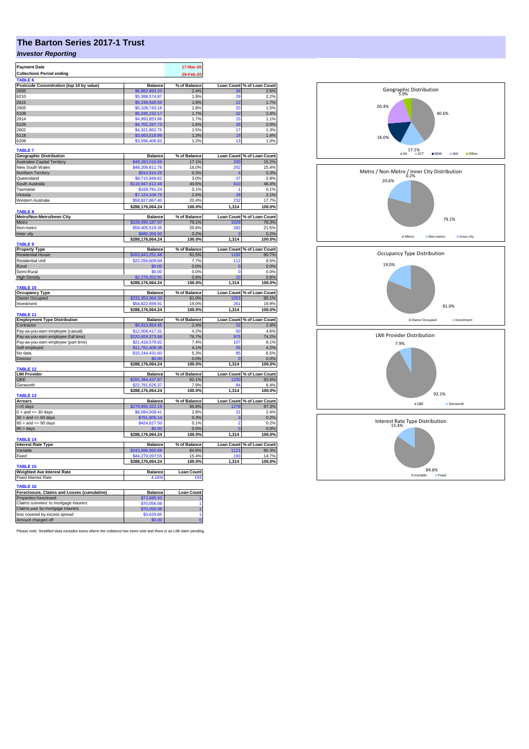# The Barton Series 2017-1 Trust

## *Investor Reporting*

| Payment Date | 17-Mar-20 |
|---|---|
| Collections Period ending | 29-Feb-20 |

**TABLE 6**

| Postcode Concentration (top 10 by value) | Balance | % of Balance | Loan Count | % of Loan Count |
|---|---|---|---|---|
| 2650 | $6,862,993.20 | 2.4% | 34 | 2.6% |
| 6210 | $5,388,574.87 | 1.9% | 29 | 2.2% |
| 2615 | $5,249,940.56 | 1.8% | 22 | 1.7% |
| 2905 | $5,108,743.16 | 1.8% | 20 | 1.5% |
| 5108 | $5,036,152.17 | 1.7% | 32 | 2.4% |
| 2914 | $4,993,853.86 | 1.7% | 15 | 1.1% |
| 5109 | $4,702,297.73 | 1.6% | 26 | 2.0% |
| 2602 | $4,321,862.75 | 1.5% | 17 | 1.3% |
| 5118 | $3,663,518.99 | 1.3% | 19 | 1.4% |
| 6208 | $3,596,406.83 | 1.2% | 13 | 1.0% |

**TABLE 7**

| Geographic Distribution | Balance | % of Balance | Loan Count | % of Loan Count |
|---|---|---|---|---|
| Australian Capital Territory | $49,283,018.69 | 17.1% | 200 | 15.2% |
| New South Wales | $46,206,811.76 | 16.0% | 202 | 15.4% |
| Northern Territory | $910,916.29 | 0.3% | 4 | 0.3% |
| Queensland | $8,715,949.62 | 3.0% | 37 | 2.8% |
| South Australia | $116,947,612.49 | 40.6% | 610 | 46.4% |
| Tasmania | $159,781.24 | 0.1% | 1 | 0.1% |
| Victoria | $7,124,106.75 | 2.5% | 28 | 2.1% |
| Western Australia | $58,827,867.40 | 20.4% | 232 | 17.7% |
| | $288,176,064.24 | 100.0% | 1,314 | 100.0% |

**TABLE 8**

| Metro/Non-Metro/Inner-City | Balance | % of Balance | Loan Count | % of Loan Count |
|---|---|---|---|---|
| Metro | $228,090,187.97 | 79.1% | 1029 | 78.3% |
| Non-metro | $59,405,519.35 | 20.6% | 282 | 21.5% |
| Inner city | $680,356.92 | 0.2% | 3 | 0.2% |
| | $288,176,064.24 | 100.0% | 1,314 | 100.0% |

**TABLE 9**

| Property Type | Balance | % of Balance | Loan Count | % of Loan Count |
|---|---|---|---|---|
| Residential House | $263,643,251.48 | 91.5% | 1192 | 90.7% |
| Residential Unit | $22,256,609.84 | 7.7% | 112 | 8.5% |
| Rural | $0.00 | 0.0% | 0 | 0.0% |
| Semi-Rural | $0.00 | 0.0% | 0 | 0.0% |
| High Density | $2,276,202.92 | 0.8% | 10 | 0.8% |
| | $288,176,064.24 | 100.0% | 1,314 | 100.0% |

**TABLE 10**

| Occupancy Type | Balance | % of Balance | Loan Count | % of Loan Count |
|---|---|---|---|---|
| Owner Occupied | $233,353,364.33 | 81.0% | 1053 | 80.1% |
| Investment | $54,822,699.91 | 19.0% | 261 | 19.9% |
| | $288,176,064.24 | 100.0% | 1,314 | 100.0% |

**TABLE 11**

| Employment Type Distribution | Balance | % of Balance | Loan Count | % of Loan Count |
|---|---|---|---|---|
| Contractor | $6,813,854.45 | 2.4% | 32 | 2.4% |
| Pay-as-you-earn employee (casual) | $12,008,417.31 | 4.2% | 60 | 4.6% |
| Pay-as-you-earn employee (full time) | $220,929,373.68 | 76.7% | 975 | 74.2% |
| Pay-as-you-earn employee (part time) | $21,418,578.82 | 7.4% | 107 | 8.1% |
| Self employed | $11,761,408.38 | 4.1% | 55 | 4.2% |
| No data | $15,244,431.60 | 5.3% | 85 | 6.5% |
| Director | $0.00 | 0.0% | 0 | 0.0% |
| | $288,176,064.24 | 100.0% | 1,314 | 100.0% |

**TABLE 12**

| LMI Provider | Balance | % of Balance | Loan Count | % of Loan Count |
|---|---|---|---|---|
| QBE | $265,394,437.87 | 92.1% | 1230 | 93.6% |
| Genworth | $22,781,626.37 | 7.9% | 84 | 6.4% |
| | $288,176,064.24 | 100.0% | 1,314 | 100.0% |

**TABLE 13**

| Arrears | Balance | % of Balance | Loan Count | % of Loan Count |
|---|---|---|---|---|
| <=0 days | $278,895,322.19 | 96.8% | 1278 | 97.3% |
| 0 > and <= 30 days | $8,094,508.41 | 2.8% | 31 | 2.4% |
| 30 > and <= 60 days | $761,606.14 | 0.3% | 3 | 0.2% |
| 60 > and <= 90 days | $424,627.50 | 0.1% | 2 | 0.2% |
| 90 > days | $0.00 | 0.0% | 0 | 0.0% |
| | $288,176,064.24 | 100.0% | 1,314 | 100.0% |

**TABLE 14**

| Interest Rate Type | Balance | % of Balance | Loan Count | % of Loan Count |
|---|---|---|---|---|
| Variable | $243,896,966.69 | 84.6% | 1121 | 85.3% |
| Fixed | $44,279,097.55 | 15.4% | 193 | 14.7% |
| | $288,176,064.24 | 100.0% | 1,314 | 100.0% |

**TABLE 15**

| Weighted Ave Interest Rate | Balance | Loan Count |
|---|---|---|
| Fixed Interest Rate | 4.16% | 193 |

**TABLE 16**

| Foreclosure, Claims and Losses (cumulative) | Balance | Loan Count |
|---|---|---|
| Properties foreclosed | $73,685.93 | 1 |
| Claims *submitted* to mortgage insurers | $70,056.08 | 1 |
| Claims *paid* by mortgage insurers | $70,056.08 | 1 |
| loss covered by excess spread | $3,629.85 | 1 |
| Amount charged off | $0.00 | 0 |

Please note: Stratified data excludes loans where the collateral has been sold and there is an LMI claim pending.

**Geographic Distribution**

SA 40.6%, ACT 17.1%, NSW 16.0%, WA 20.4%, Other 5.9%

**Metro / Non-Metro / Inner City Distribution**

Metro 79.1%, Non-metro 20.6%, Inner city 0.2%

**Occupancy Type Distribution**

Owner Occupied 81.0%, Investment 19.0%

**LMI Provider Distribution**

QBE 92.1%, Genworth 7.9%

**Interest Rate Type Distribution**

Variable 84.6%, Fixed 15.4%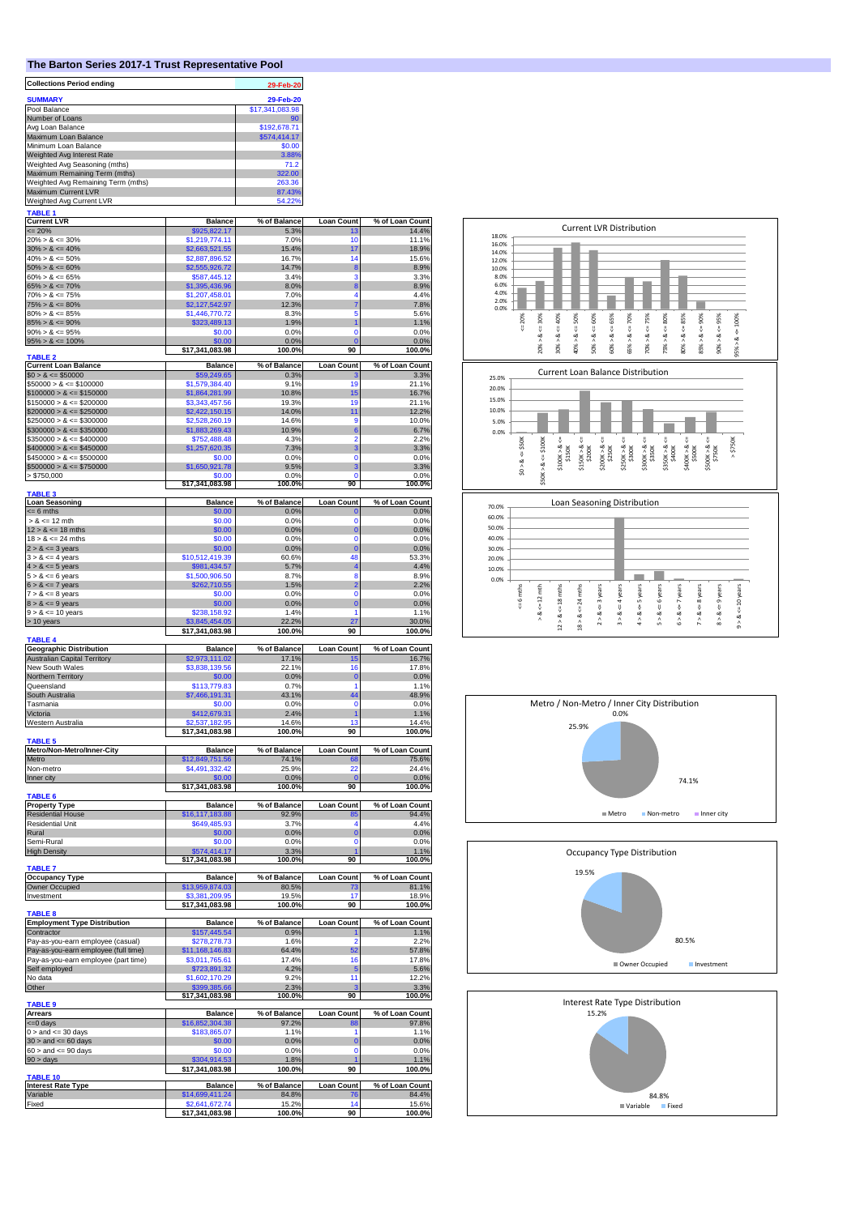# The Barton Series 2017-1 Trust Representative Pool

| Collections Period ending | 29-Feb-20 |
|---|---|

| SUMMARY | 29-Feb-20 |
|---|---|
| Pool Balance | $17,341,083.98 |
| Number of Loans | 90 |
| Avg Loan Balance | $192,678.71 |
| Maximum Loan Balance | $574,414.17 |
| Minimum Loan Balance | $0.00 |
| Weighted Avg Interest Rate | 3.88% |
| Weighted Avg Seasoning (mths) | 71.2 |
| Maximum Remaining Term (mths) | 322.00 |
| Weighted Avg Remaining Term (mths) | 263.36 |
| Maximum Current LVR | 87.43% |
| Weighted Avg Current LVR | 54.22% |

**TABLE 1**

| Current LVR | Balance | % of Balance | Loan Count | % of Loan Count |
|---|---|---|---|---|
| <= 20% | $925,822.17 | 5.3% | 13 | 14.4% |
| 20% > & <= 30% | $1,219,774.11 | 7.0% | 10 | 11.1% |
| 30% > & <= 40% | $2,663,521.55 | 15.4% | 17 | 18.9% |
| 40% > & <= 50% | $2,887,896.52 | 16.7% | 14 | 15.6% |
| 50% > & <= 60% | $2,555,926.72 | 14.7% | 8 | 8.9% |
| 60% > & <= 65% | $587,445.12 | 3.4% | 3 | 3.3% |
| 65% > & <= 70% | $1,395,436.96 | 8.0% | 8 | 8.9% |
| 70% > & <= 75% | $1,207,458.01 | 7.0% | 4 | 4.4% |
| 75% > & <= 80% | $2,127,542.97 | 12.3% | 7 | 7.8% |
| 80% > & <= 85% | $1,446,770.72 | 8.3% | 5 | 5.6% |
| 85% > & <= 90% | $323,489.13 | 1.9% | 1 | 1.1% |
| 90% > & <= 95% | $0.00 | 0.0% | 0 | 0.0% |
| 95% > & <= 100% | $0.00 | 0.0% | 0 | 0.0% |
| | $17,341,083.98 | 100.0% | 90 | 100.0% |

**TABLE 2**

| Current Loan Balance | Balance | % of Balance | Loan Count | % of Loan Count |
|---|---|---|---|---|
| $0 > & <= $50000 | $59,249.65 | 0.3% | 3 | 3.3% |
| $50000 > & <= $100000 | $1,579,384.40 | 9.1% | 19 | 21.1% |
| $100000 > & <= $150000 | $1,864,281.99 | 10.8% | 15 | 16.7% |
| $150000 > & <= $200000 | $3,343,457.56 | 19.3% | 19 | 21.1% |
| $200000 > & <= $250000 | $2,422,150.15 | 14.0% | 11 | 12.2% |
| $250000 > & <= $300000 | $2,528,260.19 | 14.6% | 9 | 10.0% |
| $300000 > & <= $350000 | $1,883,269.43 | 10.9% | 6 | 6.7% |
| $350000 > & <= $400000 | $752,488.48 | 4.3% | 2 | 2.2% |
| $400000 > & <= $450000 | $1,257,620.35 | 7.3% | 3 | 3.3% |
| $450000 > & <= $500000 | $0.00 | 0.0% | 0 | 0.0% |
| $500000 > & <= $750000 | $1,650,921.78 | 9.5% | 3 | 3.3% |
| > $750,000 | $0.00 | 0.0% | 0 | 0.0% |
| | $17,341,083.98 | 100.0% | 90 | 100.0% |

**TABLE 3**

| Loan Seasoning | Balance | % of Balance | Loan Count | % of Loan Count |
|---|---|---|---|---|
| <= 6 mths | $0.00 | 0.0% | 0 | 0.0% |
| > & <= 12 mth | $0.00 | 0.0% | 0 | 0.0% |
| 12 > & <= 18 mths | $0.00 | 0.0% | 0 | 0.0% |
| 18 > & <= 24 mths | $0.00 | 0.0% | 0 | 0.0% |
| 2 > & <= 3 years | $0.00 | 0.0% | 0 | 0.0% |
| 3 > & <= 4 years | $10,512,419.39 | 60.6% | 48 | 53.3% |
| 4 > & <= 5 years | $981,434.57 | 5.7% | 4 | 4.4% |
| 5 > & <= 6 years | $1,500,906.50 | 8.7% | 8 | 8.9% |
| 6 > & <= 7 years | $262,710.55 | 1.5% | 2 | 2.2% |
| 7 > & <= 8 years | $0.00 | 0.0% | 0 | 0.0% |
| 8 > & <= 9 years | $0.00 | 0.0% | 0 | 0.0% |
| 9 > & <= 10 years | $238,158.92 | 1.4% | 1 | 1.1% |
| > 10 years | $3,845,454.05 | 22.2% | 27 | 30.0% |
| | $17,341,083.98 | 100.0% | 90 | 100.0% |

**TABLE 4**

| Geographic Distribution | Balance | % of Balance | Loan Count | % of Loan Count |
|---|---|---|---|---|
| Australian Capital Territory | $2,973,111.02 | 17.1% | 15 | 16.7% |
| New South Wales | $3,838,139.56 | 22.1% | 16 | 17.8% |
| Northern Territory | $0.00 | 0.0% | 0 | 0.0% |
| Queensland | $113,779.83 | 0.7% | 1 | 1.1% |
| South Australia | $7,466,191.31 | 43.1% | 44 | 48.9% |
| Tasmania | $0.00 | 0.0% | 0 | 0.0% |
| Victoria | $412,679.31 | 2.4% | 1 | 1.1% |
| Western Australia | $2,537,182.95 | 14.6% | 13 | 14.4% |
| | $17,341,083.98 | 100.0% | 90 | 100.0% |

**TABLE 5**

| Metro/Non-Metro/Inner-City | Balance | % of Balance | Loan Count | % of Loan Count |
|---|---|---|---|---|
| Metro | $12,849,751.56 | 74.1% | 68 | 75.6% |
| Non-metro | $4,491,332.42 | 25.9% | 22 | 24.4% |
| Inner city | $0.00 | 0.0% | 0 | 0.0% |
| | $17,341,083.98 | 100.0% | 90 | 100.0% |

**TABLE 6**

| Property Type | Balance | % of Balance | Loan Count | % of Loan Count |
|---|---|---|---|---|
| Residential House | $16,117,183.88 | 92.9% | 85 | 94.4% |
| Residential Unit | $649,485.93 | 3.7% | 4 | 4.4% |
| Rural | $0.00 | 0.0% | 0 | 0.0% |
| Semi-Rural | $0.00 | 0.0% | 0 | 0.0% |
| High Density | $574,414.17 | 3.3% | 1 | 1.1% |
| | $17,341,083.98 | 100.0% | 90 | 100.0% |

**TABLE 7**

| Occupancy Type | Balance | % of Balance | Loan Count | % of Loan Count |
|---|---|---|---|---|
| Owner Occupied | $13,959,874.03 | 80.5% | 73 | 81.1% |
| Investment | $3,381,209.95 | 19.5% | 17 | 18.9% |
| | $17,341,083.98 | 100.0% | 90 | 100.0% |

**TABLE 8**

| Employment Type Distribution | Balance | % of Balance | Loan Count | % of Loan Count |
|---|---|---|---|---|
| Contractor | $157,445.54 | 0.9% | 1 | 1.1% |
| Pay-as-you-earn employee (casual) | $278,278.73 | 1.6% | 2 | 2.2% |
| Pay-as-you-earn employee (full time) | $11,168,146.83 | 64.4% | 52 | 57.8% |
| Pay-as-you-earn employee (part time) | $3,011,765.61 | 17.4% | 16 | 17.8% |
| Self employed | $723,891.32 | 4.2% | 5 | 5.6% |
| No data | $1,602,170.29 | 9.2% | 11 | 12.2% |
| Other | $399,385.66 | 2.3% | 3 | 3.3% |
| | $17,341,083.98 | 100.0% | 90 | 100.0% |

**TABLE 9**

| Arrears | Balance | % of Balance | Loan Count | % of Loan Count |
|---|---|---|---|---|
| <=0 days | $16,852,304.38 | 97.2% | 88 | 97.8% |
| 0 > and <= 30 days | $183,865.07 | 1.1% | 1 | 1.1% |
| 30 > and <= 60 days | $0.00 | 0.0% | 0 | 0.0% |
| 60 > and <= 90 days | $0.00 | 0.0% | 0 | 0.0% |
| 90 > days | $304,914.53 | 1.8% | 1 | 1.1% |
| | $17,341,083.98 | 100.0% | 90 | 100.0% |

**TABLE 10**

| Interest Rate Type | Balance | % of Balance | Loan Count | % of Loan Count |
|---|---|---|---|---|
| Variable | $14,699,411.24 | 84.8% | 76 | 84.4% |
| Fixed | $2,641,672.74 | 15.2% | 14 | 15.6% |
| | $17,341,083.98 | 100.0% | 90 | 100.0% |

Current LVR Distribution

18.0%
16.0%
14.0%
12.0%
10.0%
8.0%
6.0%
4.0%
2.0%
0.0%

<= 20%
20% > & <= 30%
30% > & <= 40%
40% > & <= 50%
50% > & <= 60%
60% > & <= 65%
65% > & <= 70%
70% > & <= 75%
75% > & <= 80%
80% > & <= 85%
85% > & <= 90%
90% > & <= 95%
95% > & <= 100%

Current Loan Balance Distribution

25.0%
20.0%
15.0%
10.0%
5.0%
0.0%

$0 > & <= $50K
$50K > & <= $100K
$100K > & <= $150K
$150K > & <= $200K
$200K > & <= $250K
$250K > & <= $300K
$300K > & <= $350K
$350K > & <= $400K
$400K > & <= $500K
$500K > & <= $750K
> $750K

Loan Seasoning Distribution

70.0%
60.0%
50.0%
40.0%
30.0%
20.0%
10.0%
0.0%

<= 6 mths
> & <= 12 mth
12 > & <= 18 mths
18 > & <= 24 mths
2 > & <= 3 years
3 > & <= 4 years
4 > & <= 5 years
5 > & <= 6 years
6 > & <= 7 years
7 > & <= 8 years
8 > & <= 9 years
9 > & <= 10 years

Metro / Non-Metro / Inner City Distribution

0.0%
25.9%
74.1%

Metro
Non-metro
Inner city

Occupancy Type Distribution

19.5%
80.5%

Owner Occupied
Investment

Interest Rate Type Distribution

15.2%
84.8%

Variable
Fixed